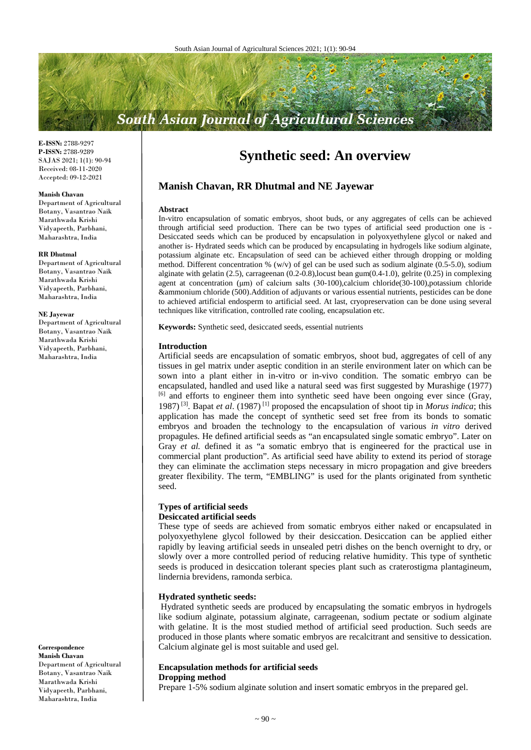# Synthetic seed: An overview

## Manish Chavan, RR Dhutmal and NE Jayewar

**E-ISSN:** 2788-9297
**P-ISSN:** 2788-9289
SAJAS 2021; 1(1): 90-94
Received: 08-11-2020
Accepted: 09-12-2021

**Manish Chavan**
Department of Agricultural Botany, Vasantrao Naik Marathwada Krishi Vidyapeeth, Parbhani, Maharashtra, India

**RR Dhutmal**
Department of Agricultural Botany, Vasantrao Naik Marathwada Krishi Vidyapeeth, Parbhani, Maharashtra, India

**NE Jayewar**
Department of Agricultural Botany, Vasantrao Naik Marathwada Krishi Vidyapeeth, Parbhani, Maharashtra, India

**Correspondence**
**Manish Chavan**
Department of Agricultural Botany, Vasantrao Naik Marathwada Krishi Vidyapeeth, Parbhani, Maharashtra, India

### Abstract

In-vitro encapsulation of somatic embryos, shoot buds, or any aggregates of cells can be achieved through artificial seed production. There can be two types of artificial seed production one is - Desiccated seeds which can be produced by encapsulation in polyoxyethylene glycol or naked and another is- Hydrated seeds which can be produced by encapsulating in hydrogels like sodium alginate, potassium alginate etc. Encapsulation of seed can be achieved either through dropping or molding method. Different concentration % (w/v) of gel can be used such as sodium alginate (0.5-5.0), sodium alginate with gelatin (2.5), carrageenan (0.2-0.8),locust bean gum(0.4-1.0), gelrite (0.25) in complexing agent at concentration (µm) of calcium salts (30-100),calcium chloride(30-100),potassium chloride &ammonium chloride (500).Addition of adjuvants or various essential nutrients, pesticides can be done to achieved artificial endosperm to artificial seed. At last, cryopreservation can be done using several techniques like vitrification, controlled rate cooling, encapsulation etc.

**Keywords:** Synthetic seed, desiccated seeds, essential nutrients

### Introduction

Artificial seeds are encapsulation of somatic embryos, shoot bud, aggregates of cell of any tissues in gel matrix under aseptic condition in an sterile environment later on which can be sown into a plant either in in-vitro or in-vivo condition. The somatic embryo can be encapsulated, handled and used like a natural seed was first suggested by Murashige (1977) [6] and efforts to engineer them into synthetic seed have been ongoing ever since (Gray, 1987) [3]. Bapat *et al*. (1987) [1] proposed the encapsulation of shoot tip in *Morus indica*; this application has made the concept of synthetic seed set free from its bonds to somatic embryos and broaden the technology to the encapsulation of various *in vitro* derived propagules. He defined artificial seeds as "an encapsulated single somatic embryo". Later on Gray *et al.* defined it as "a somatic embryo that is engineered for the practical use in commercial plant production". As artificial seed have ability to extend its period of storage they can eliminate the acclimation steps necessary in micro propagation and give breeders greater flexibility. The term, "EMBLING" is used for the plants originated from synthetic seed.

### Types of artificial seeds

#### Desiccated artificial seeds

These type of seeds are achieved from somatic embryos either naked or encapsulated in polyoxyethylene glycol followed by their desiccation. Desiccation can be applied either rapidly by leaving artificial seeds in unsealed petri dishes on the bench overnight to dry, or slowly over a more controlled period of reducing relative humidity. This type of synthetic seeds is produced in desiccation tolerant species plant such as craterostigma plantagineum, lindernia brevidens, ramonda serbica.

#### Hydrated synthetic seeds:

Hydrated synthetic seeds are produced by encapsulating the somatic embryos in hydrogels like sodium alginate, potassium alginate, carrageenan, sodium pectate or sodium alginate with gelatine. It is the most studied method of artificial seed production. Such seeds are produced in those plants where somatic embryos are recalcitrant and sensitive to dessication. Calcium alginate gel is most suitable and used gel.

### Encapsulation methods for artificial seeds

#### Dropping method

Prepare 1-5% sodium alginate solution and insert somatic embryos in the prepared gel.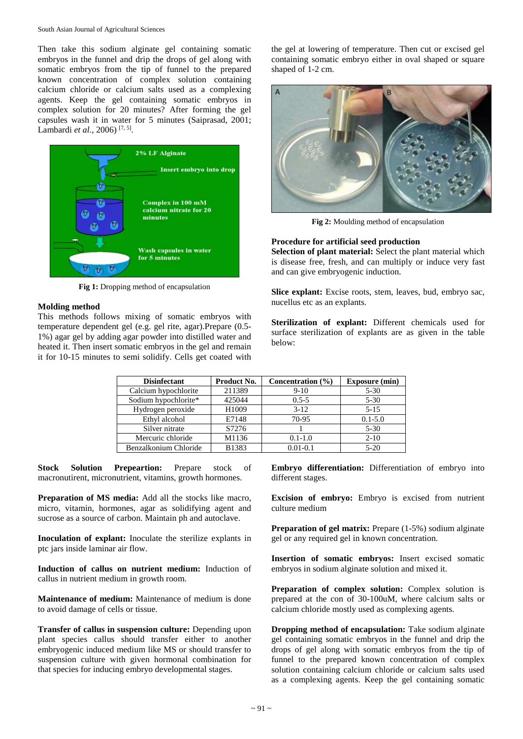Then take this sodium alginate gel containing somatic embryos in the funnel and drip the drops of gel along with somatic embryos from the tip of funnel to the prepared known concentration of complex solution containing calcium chloride or calcium salts used as a complexing agents. Keep the gel containing somatic embryos in complex solution for 20 minutes? After forming the gel capsules wash it in water for 5 minutes (Saiprasad, 2001; Lambardi *et al.*, 2006) [7, 5].

**Fig 1:** Dropping method of encapsulation

### Molding method

This methods follows mixing of somatic embryos with temperature dependent gel (e.g. gel rite, agar).Prepare (0.5-1%) agar gel by adding agar powder into distilled water and heated it. Then insert somatic embryos in the gel and remain it for 10-15 minutes to semi solidify. Cells get coated with the gel at lowering of temperature. Then cut or excised gel containing somatic embryo either in oval shaped or square shaped of 1-2 cm.

**Fig 2:** Moulding method of encapsulation

### Procedure for artificial seed production

**Selection of plant material:** Select the plant material which is disease free, fresh, and can multiply or induce very fast and can give embryogenic induction.

**Slice explant:** Excise roots, stem, leaves, bud, embryo sac, nucellus etc as an explants.

**Sterilization of explant:** Different chemicals used for surface sterilization of explants are as given in the table below:

| Disinfectant | Product No. | Concentration (%) | Exposure (min) |
|---|---|---|---|
| Calcium hypochlorite | 211389 | 9-10 | 5-30 |
| Sodium hypochlorite* | 425044 | 0.5-5 | 5-30 |
| Hydrogen peroxide | H1009 | 3-12 | 5-15 |
| Ethyl alcohol | E7148 | 70-95 | 0.1-5.0 |
| Silver nitrate | S7276 | 1 | 5-30 |
| Mercuric chloride | M1136 | 0.1-1.0 | 2-10 |
| Benzalkonium Chloride | B1383 | 0.01-0.1 | 5-20 |

**Stock Solution Prepeartion:** Prepare stock of macronutirent, micronutrient, vitamins, growth hormones.

**Preparation of MS media:** Add all the stocks like macro, micro, vitamin, hormones, agar as solidifying agent and sucrose as a source of carbon. Maintain ph and autoclave.

**Inoculation of explant:** Inoculate the sterilize explants in ptc jars inside laminar air flow.

**Induction of callus on nutrient medium:** Induction of callus in nutrient medium in growth room.

**Maintenance of medium:** Maintenance of medium is done to avoid damage of cells or tissue.

**Transfer of callus in suspension culture:** Depending upon plant species callus should transfer either to another embryogenic induced medium like MS or should transfer to suspension culture with given hormonal combination for that species for inducing embryo developmental stages.

**Embryo differentiation:** Differentiation of embryo into different stages.

**Excision of embryo:** Embryo is excised from nutrient culture medium

**Preparation of gel matrix:** Prepare (1-5%) sodium alginate gel or any required gel in known concentration.

**Insertion of somatic embryos:** Insert excised somatic embryos in sodium alginate solution and mixed it.

**Preparation of complex solution:** Complex solution is prepared at the con of 30-100uM, where calcium salts or calcium chloride mostly used as complexing agents.

**Dropping method of encapsulation:** Take sodium alginate gel containing somatic embryos in the funnel and drip the drops of gel along with somatic embryos from the tip of funnel to the prepared known concentration of complex solution containing calcium chloride or calcium salts used as a complexing agents. Keep the gel containing somatic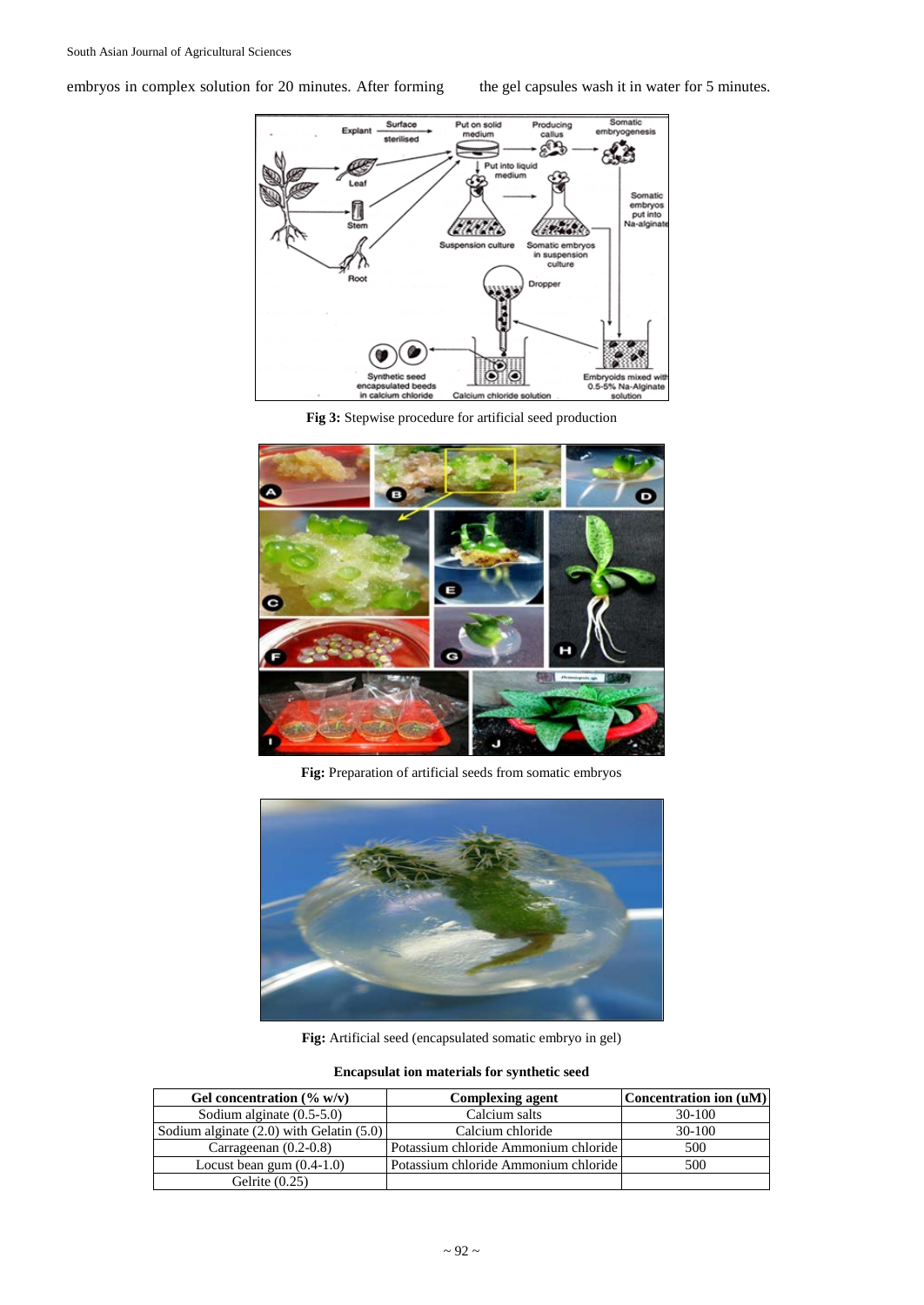embryos in complex solution for 20 minutes. After forming the gel capsules wash it in water for 5 minutes.

**Fig 3:** Stepwise procedure for artificial seed production

**Fig:** Preparation of artificial seeds from somatic embryos

**Fig:** Artificial seed (encapsulated somatic embryo in gel)

**Encapsulat ion materials for synthetic seed**

| Gel concentration (% w/v) | Complexing agent | Concentration ion (uM) |
|---|---|---|
| Sodium alginate (0.5-5.0) | Calcium salts | 30-100 |
| Sodium alginate (2.0) with Gelatin (5.0) | Calcium chloride | 30-100 |
| Carrageenan (0.2-0.8) | Potassium chloride Ammonium chloride | 500 |
| Locust bean gum (0.4-1.0) | Potassium chloride Ammonium chloride | 500 |
| Gelrite (0.25) | | |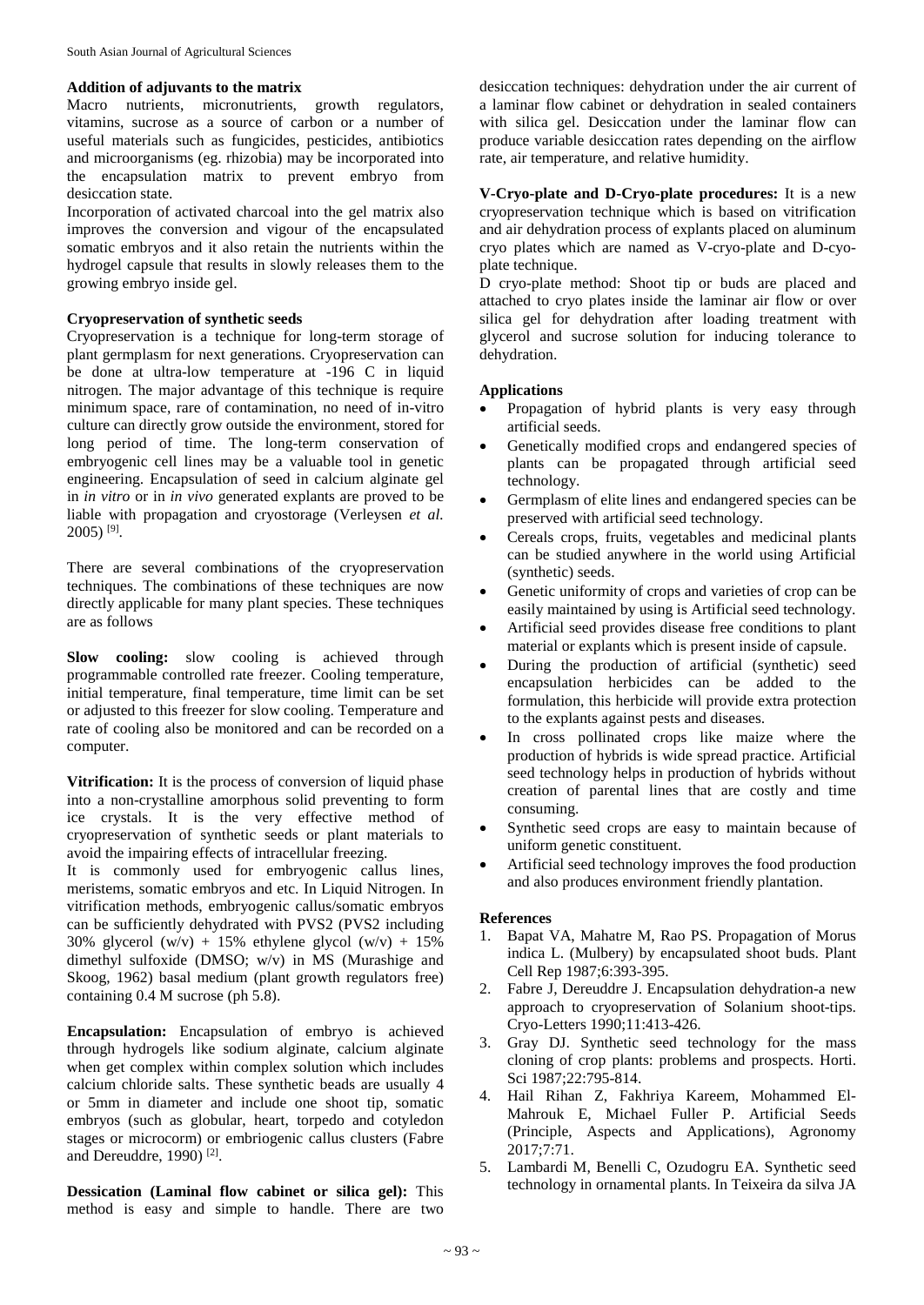**Addition of adjuvants to the matrix**

Macro nutrients, micronutrients, growth regulators, vitamins, sucrose as a source of carbon or a number of useful materials such as fungicides, pesticides, antibiotics and microorganisms (eg. rhizobia) may be incorporated into the encapsulation matrix to prevent embryo from desiccation state.

Incorporation of activated charcoal into the gel matrix also improves the conversion and vigour of the encapsulated somatic embryos and it also retain the nutrients within the hydrogel capsule that results in slowly releases them to the growing embryo inside gel.

**Cryopreservation of synthetic seeds**

Cryopreservation is a technique for long-term storage of plant germplasm for next generations. Cryopreservation can be done at ultra-low temperature at -196 C in liquid nitrogen. The major advantage of this technique is require minimum space, rare of contamination, no need of in-vitro culture can directly grow outside the environment, stored for long period of time. The long-term conservation of embryogenic cell lines may be a valuable tool in genetic engineering. Encapsulation of seed in calcium alginate gel in *in vitro* or in *in vivo* generated explants are proved to be liable with propagation and cryostorage (Verleysen *et al.* 2005) [9].

There are several combinations of the cryopreservation techniques. The combinations of these techniques are now directly applicable for many plant species. These techniques are as follows

**Slow cooling:** slow cooling is achieved through programmable controlled rate freezer. Cooling temperature, initial temperature, final temperature, time limit can be set or adjusted to this freezer for slow cooling. Temperature and rate of cooling also be monitored and can be recorded on a computer.

**Vitrification:** It is the process of conversion of liquid phase into a non-crystalline amorphous solid preventing to form ice crystals. It is the very effective method of cryopreservation of synthetic seeds or plant materials to avoid the impairing effects of intracellular freezing.

It is commonly used for embryogenic callus lines, meristems, somatic embryos and etc. In Liquid Nitrogen. In vitrification methods, embryogenic callus/somatic embryos can be sufficiently dehydrated with PVS2 (PVS2 including 30% glycerol (w/v) + 15% ethylene glycol (w/v) + 15% dimethyl sulfoxide (DMSO; w/v) in MS (Murashige and Skoog, 1962) basal medium (plant growth regulators free) containing 0.4 M sucrose (ph 5.8).

**Encapsulation:** Encapsulation of embryo is achieved through hydrogels like sodium alginate, calcium alginate when get complex within complex solution which includes calcium chloride salts. These synthetic beads are usually 4 or 5mm in diameter and include one shoot tip, somatic embryos (such as globular, heart, torpedo and cotyledon stages or microcorm) or embriogenic callus clusters (Fabre and Dereuddre, 1990) [2].

**Dessication (Laminal flow cabinet or silica gel):** This method is easy and simple to handle. There are two desiccation techniques: dehydration under the air current of a laminar flow cabinet or dehydration in sealed containers with silica gel. Desiccation under the laminar flow can produce variable desiccation rates depending on the airflow rate, air temperature, and relative humidity.

**V-Cryo-plate and D-Cryo-plate procedures:** It is a new cryopreservation technique which is based on vitrification and air dehydration process of explants placed on aluminum cryo plates which are named as V-cryo-plate and D-cyo-plate technique.

D cryo-plate method: Shoot tip or buds are placed and attached to cryo plates inside the laminar air flow or over silica gel for dehydration after loading treatment with glycerol and sucrose solution for inducing tolerance to dehydration.

**Applications**

- Propagation of hybrid plants is very easy through artificial seeds.
- Genetically modified crops and endangered species of plants can be propagated through artificial seed technology.
- Germplasm of elite lines and endangered species can be preserved with artificial seed technology.
- Cereals crops, fruits, vegetables and medicinal plants can be studied anywhere in the world using Artificial (synthetic) seeds.
- Genetic uniformity of crops and varieties of crop can be easily maintained by using is Artificial seed technology.
- Artificial seed provides disease free conditions to plant material or explants which is present inside of capsule.
- During the production of artificial (synthetic) seed encapsulation herbicides can be added to the formulation, this herbicide will provide extra protection to the explants against pests and diseases.
- In cross pollinated crops like maize where the production of hybrids is wide spread practice. Artificial seed technology helps in production of hybrids without creation of parental lines that are costly and time consuming.
- Synthetic seed crops are easy to maintain because of uniform genetic constituent.
- Artificial seed technology improves the food production and also produces environment friendly plantation.

**References**

1. Bapat VA, Mahatre M, Rao PS. Propagation of Morus indica L. (Mulbery) by encapsulated shoot buds. Plant Cell Rep 1987;6:393-395.
2. Fabre J, Dereuddre J. Encapsulation dehydration-a new approach to cryopreservation of Solanium shoot-tips. Cryo-Letters 1990;11:413-426.
3. Gray DJ. Synthetic seed technology for the mass cloning of crop plants: problems and prospects. Horti. Sci 1987;22:795-814.
4. Hail Rihan Z, Fakhriya Kareem, Mohammed El-Mahrouk E, Michael Fuller P. Artificial Seeds (Principle, Aspects and Applications), Agronomy 2017;7:71.
5. Lambardi M, Benelli C, Ozudogru EA. Synthetic seed technology in ornamental plants. In Teixeira da silva JA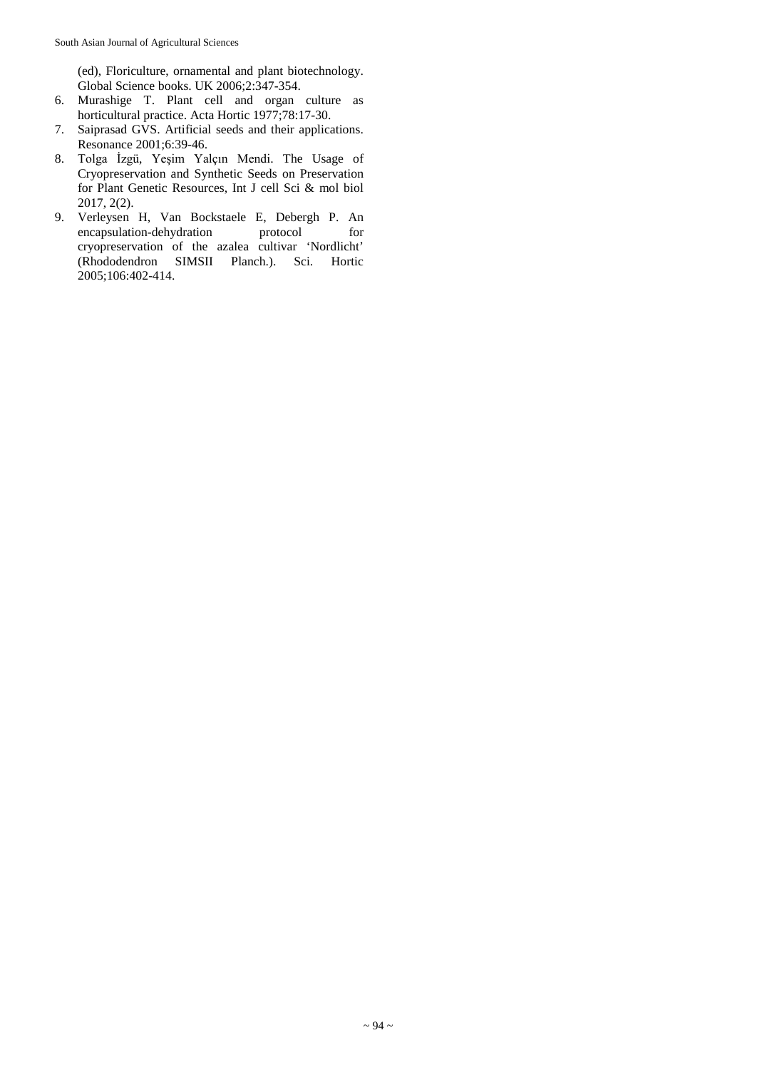(ed), Floriculture, ornamental and plant biotechnology. Global Science books. UK 2006;2:347-354.

6. Murashige T. Plant cell and organ culture as horticultural practice. Acta Hortic 1977;78:17-30.
7. Saiprasad GVS. Artificial seeds and their applications. Resonance 2001;6:39-46.
8. Tolga İzgü, Yeşim Yalçın Mendi. The Usage of Cryopreservation and Synthetic Seeds on Preservation for Plant Genetic Resources, Int J cell Sci & mol biol 2017, 2(2).
9. Verleysen H, Van Bockstaele E, Debergh P. An encapsulation-dehydration protocol for cryopreservation of the azalea cultivar 'Nordlicht' (Rhododendron SIMSII Planch.). Sci. Hortic 2005;106:402-414.